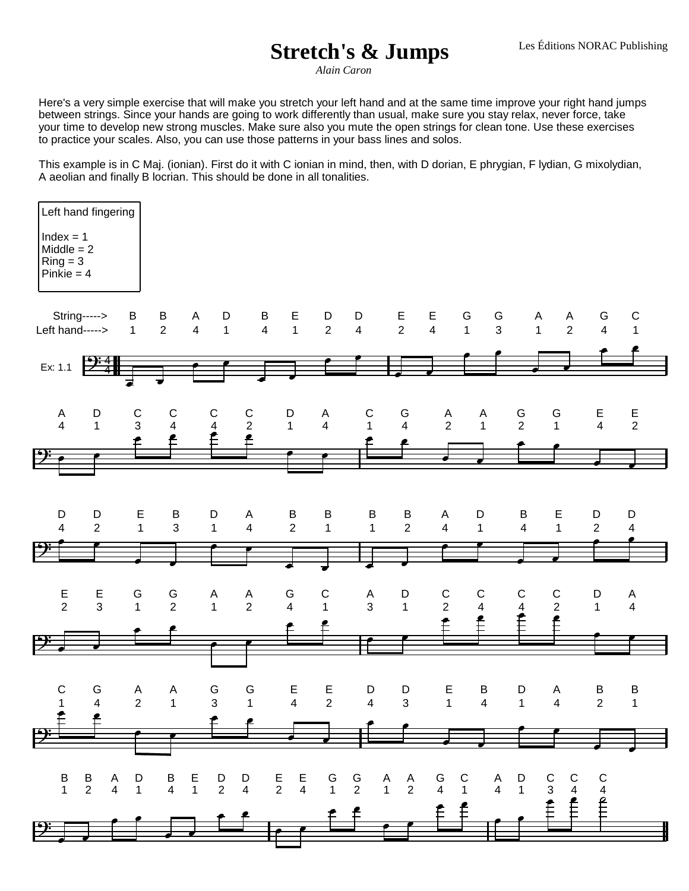# Stretch's & Jumps

*Alain Caron*

Les Éditions NORAC Publishing

Here's a very simple exercise that will make you stretch your left hand and at the same time improve your right hand jumps between strings. Since your hands are going to work differently than usual, make sure you stay relax, never force, take your time to develop new strong muscles. Make sure also you mute the open strings for clean tone. Use these exercises to practice your scales. Also, you can use those patterns in your bass lines and solos.

This example is in C Maj. (ionian). First do it with C ionian in mind, then, with D dorian, E phrygian, F lydian, G mixolydian, A aeolian and finally B locrian. This should be done in all tonalities.

Left hand fingering

Index = 1
Middle = 2
Ring = 3
Pinkie = 4

Ex: 1.1

| String-----> | B | B | A | D | B | E | D | D | E | E | G | G | A | A | G | C |
|---|---|---|---|---|---|---|---|---|---|---|---|---|---|---|---|---|
| Left hand-----> | 1 | 2 | 4 | 1 | 4 | 1 | 2 | 4 | 2 | 4 | 1 | 3 | 1 | 2 | 4 | 1 |

| A | D | C | C | C | C | D | A | C | G | A | A | G | G | E | E |
|---|---|---|---|---|---|---|---|---|---|---|---|---|---|---|---|
| 4 | 1 | 3 | 4 | 4 | 2 | 1 | 4 | 1 | 4 | 2 | 1 | 2 | 1 | 4 | 2 |

| D | D | E | B | D | A | B | B | B | B | A | D | B | E | D | D |
|---|---|---|---|---|---|---|---|---|---|---|---|---|---|---|---|
| 4 | 2 | 1 | 3 | 1 | 4 | 2 | 1 | 1 | 2 | 4 | 1 | 4 | 1 | 2 | 4 |

| E | E | G | G | A | A | G | C | A | D | C | C | C | C | D | A |
|---|---|---|---|---|---|---|---|---|---|---|---|---|---|---|---|
| 2 | 3 | 1 | 2 | 1 | 2 | 4 | 1 | 3 | 1 | 2 | 4 | 4 | 2 | 1 | 4 |

| C | G | A | A | G | G | E | E | D | D | E | B | D | A | B | B |
|---|---|---|---|---|---|---|---|---|---|---|---|---|---|---|---|
| 1 | 4 | 2 | 1 | 3 | 1 | 4 | 2 | 4 | 3 | 1 | 4 | 1 | 4 | 2 | 1 |

| B | B | A | D | B | E | D | D | E | E | G | G | A | A | G | C | A | D | C | C | C |
|---|---|---|---|---|---|---|---|---|---|---|---|---|---|---|---|---|---|---|---|---|
| 1 | 2 | 4 | 1 | 4 | 1 | 2 | 4 | 2 | 4 | 1 | 2 | 1 | 2 | 4 | 1 | 4 | 1 | 3 | 4 | 4 |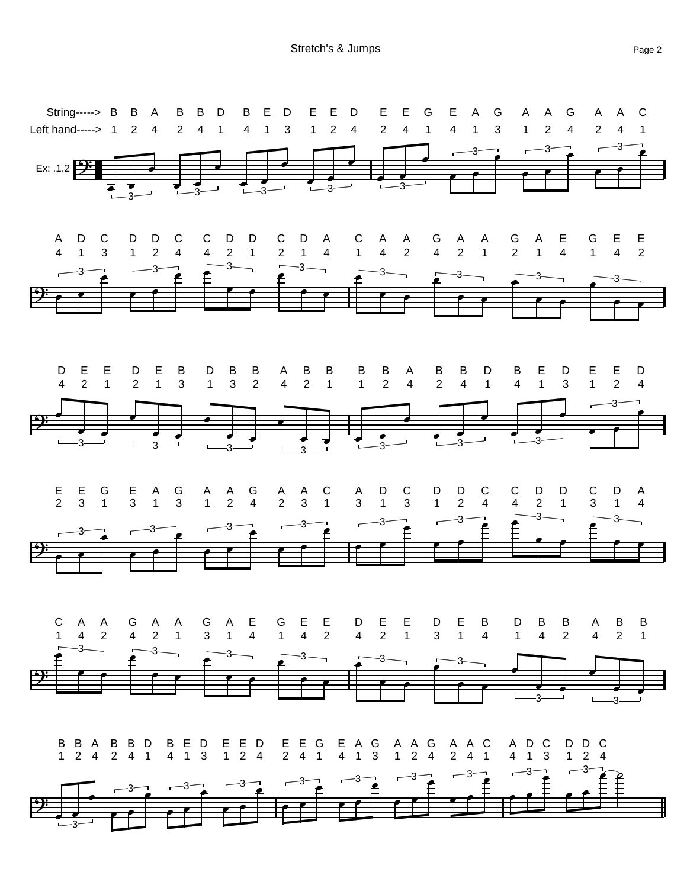# Stretch's & Jumps

Ex: .1.2

| | | | | | | | | | | | | | | | | | | | | | | | | |
|---|---|---|---|---|---|---|---|---|---|---|---|---|---|---|---|---|---|---|---|---|---|---|---|---|
| String-----> | B | B | A | B | B | D | B | E | D | E | E | D | E | E | G | E | A | G | A | A | G | A | A | C |
| Left hand-----> | 1 | 2 | 4 | 2 | 4 | 1 | 4 | 1 | 3 | 1 | 2 | 4 | 2 | 4 | 1 | 4 | 1 | 3 | 1 | 2 | 4 | 2 | 4 | 1 |

| | | | | | | | | | | | | | | | | | | | | | | | |
|---|---|---|---|---|---|---|---|---|---|---|---|---|---|---|---|---|---|---|---|---|---|---|---|
| A | D | C | D | D | C | C | D | D | C | D | A | C | A | A | G | A | A | G | A | E | G | E | E |
| 4 | 1 | 3 | 1 | 2 | 4 | 4 | 2 | 1 | 2 | 1 | 4 | 1 | 4 | 2 | 4 | 2 | 1 | 2 | 1 | 4 | 1 | 4 | 2 |

| | | | | | | | | | | | | | | | | | | | | | | | |
|---|---|---|---|---|---|---|---|---|---|---|---|---|---|---|---|---|---|---|---|---|---|---|---|
| D | E | E | D | E | B | D | B | B | A | B | B | B | B | A | B | B | D | B | E | D | E | E | D |
| 4 | 2 | 1 | 2 | 1 | 3 | 1 | 3 | 2 | 4 | 2 | 1 | 1 | 2 | 4 | 2 | 4 | 1 | 4 | 1 | 3 | 1 | 2 | 4 |

| | | | | | | | | | | | | | | | | | | | | | | | |
|---|---|---|---|---|---|---|---|---|---|---|---|---|---|---|---|---|---|---|---|---|---|---|---|
| E | E | G | E | A | G | A | A | G | A | A | C | A | D | C | D | D | C | C | D | D | C | D | A |
| 2 | 3 | 1 | 3 | 1 | 3 | 1 | 2 | 4 | 2 | 3 | 1 | 3 | 1 | 3 | 1 | 2 | 4 | 4 | 2 | 1 | 3 | 1 | 4 |

| | | | | | | | | | | | | | | | | | | | | | | | |
|---|---|---|---|---|---|---|---|---|---|---|---|---|---|---|---|---|---|---|---|---|---|---|---|
| C | A | A | G | A | A | G | A | E | G | E | E | D | E | E | D | E | B | D | B | B | A | B | B |
| 1 | 4 | 2 | 4 | 2 | 1 | 3 | 1 | 4 | 1 | 4 | 2 | 4 | 2 | 1 | 3 | 1 | 4 | 1 | 4 | 2 | 4 | 2 | 1 |

| | | | | | | | | | | | | | | | | | | | | | | | | | | | | | |
|---|---|---|---|---|---|---|---|---|---|---|---|---|---|---|---|---|---|---|---|---|---|---|---|---|---|---|---|---|---|
| B | B | A | B | B | D | B | E | D | E | E | D | E | E | G | E | A | G | A | A | G | A | A | C | A | D | C | D | D | C |
| 1 | 2 | 4 | 2 | 4 | 1 | 4 | 1 | 3 | 1 | 2 | 4 | 2 | 4 | 1 | 4 | 1 | 3 | 1 | 2 | 4 | 2 | 4 | 1 | 4 | 1 | 3 | 1 | 2 | 4 |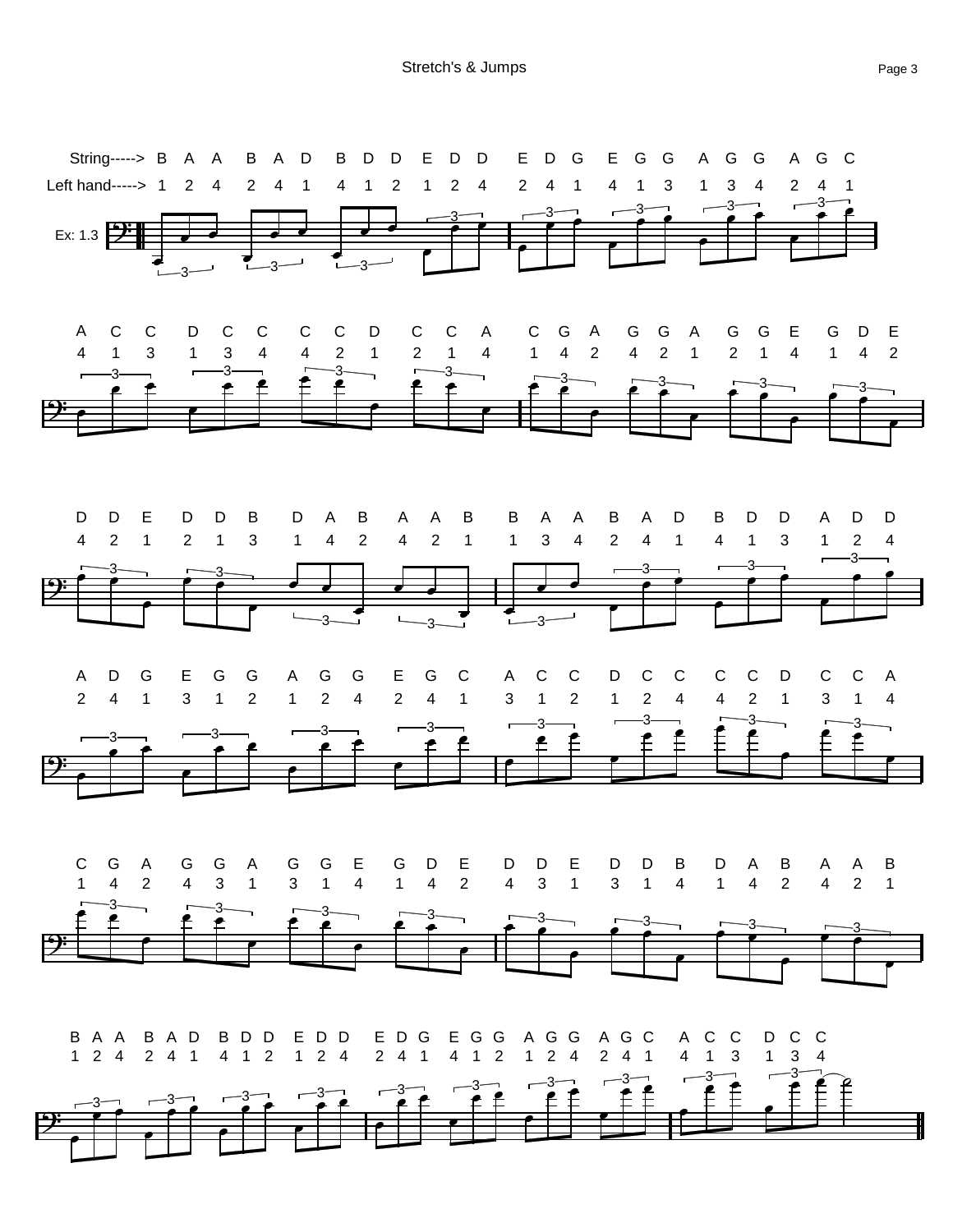# Stretch's & Jumps

Ex: 1.3

String-----> B A A B A D B D D E D D E D G E G G A G G A G C

Left hand-----> 1 2 4 2 4 1 4 1 2 1 2 4 2 4 1 4 1 3 1 3 4 2 4 1

A C C D C C C C D C C A C G A G G A G G E G D E

4 1 3 1 3 4 4 2 1 2 1 4 1 4 2 4 2 1 2 1 4 1 4 2

D D E D D B D A B A A B B A A B A D B D D A D D

4 2 1 2 1 3 1 4 2 4 2 1 1 3 4 2 4 1 4 1 3 1 2 4

A D G E G G A G G E G C A C C D C C C C D C C A

2 4 1 3 1 2 1 2 4 2 4 1 3 1 2 1 2 4 4 2 1 3 1 4

C G A G G A G G E G D E D D E D D B D A B A A B

1 4 2 4 3 1 3 1 4 1 4 2 4 3 1 3 1 4 1 4 2 4 2 1

B A A B A D B D D E D D E D G E G G A G G A G C A C C D C C

1 2 4 2 4 1 4 1 2 1 2 4 2 4 1 4 1 2 1 2 4 2 4 1 4 1 3 1 3 4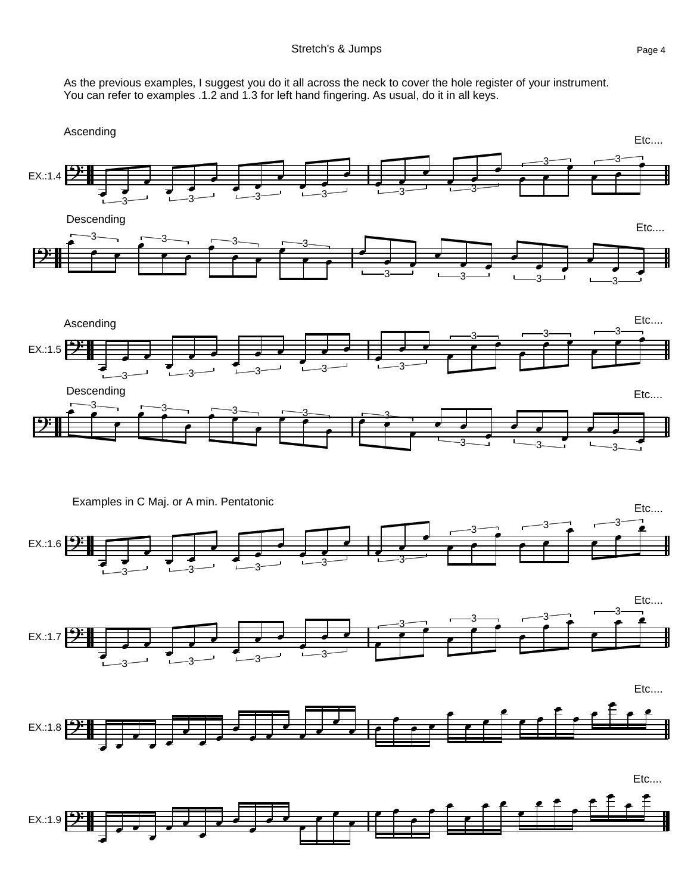As the previous examples, I suggest you do it all across the neck to cover the hole register of your instrument.
You can refer to examples .1.2 and 1.3 for left hand fingering. As usual, do it in all keys.

Ascending

EX.:1.4

Etc....

Descending

Etc....

Ascending

EX.:1.5

Etc....

Descending

Etc....

Examples in C Maj. or A min. Pentatonic

EX.:1.6

Etc....

EX.:1.7

Etc....

EX.:1.8

Etc....

EX.:1.9

Etc....